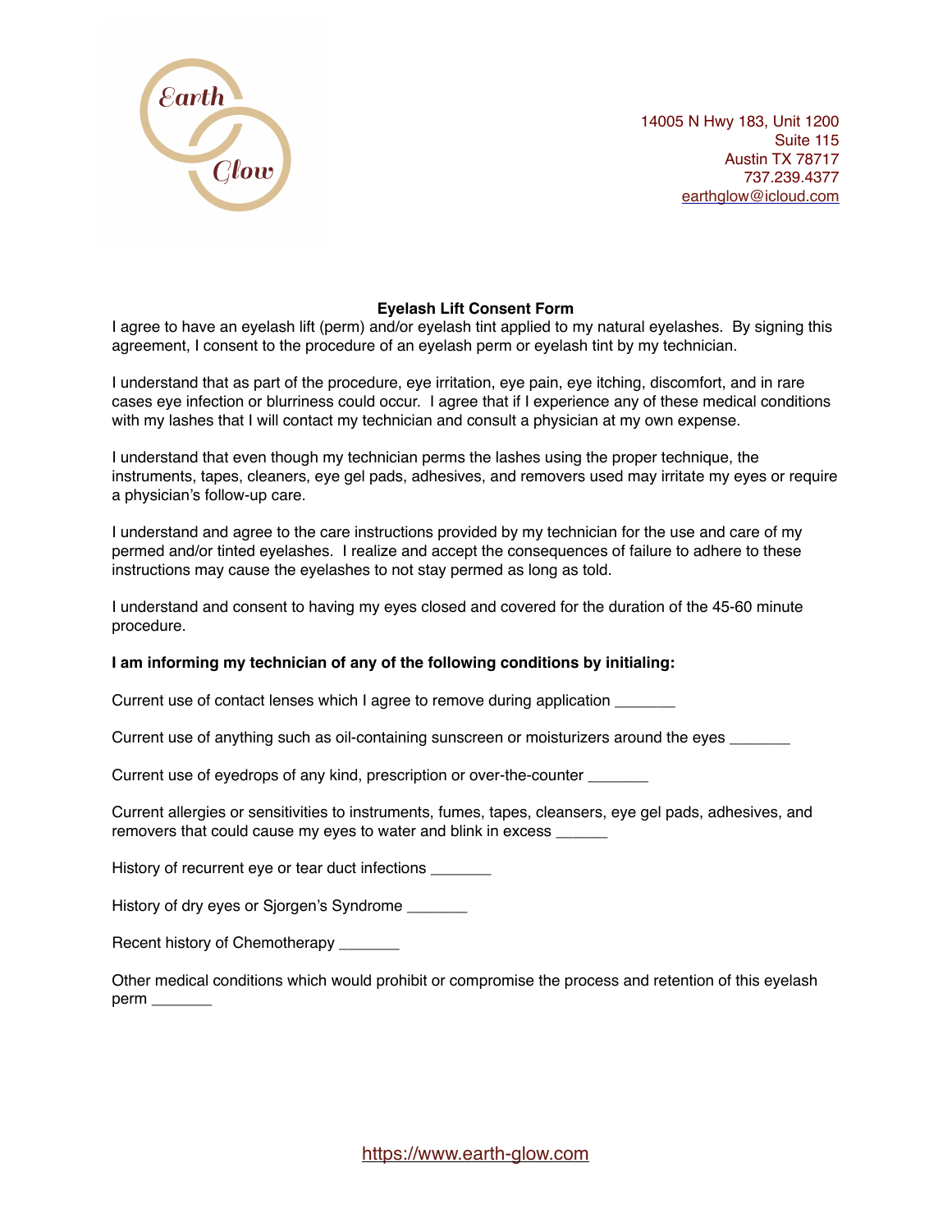Earth Glow

14005 N Hwy 183, Unit 1200
Suite 115
Austin TX 78717
737.239.4377
earthglow@icloud.com

**Eyelash Lift Consent Form**

I agree to have an eyelash lift (perm) and/or eyelash tint applied to my natural eyelashes. By signing this agreement, I consent to the procedure of an eyelash perm or eyelash tint by my technician.

I understand that as part of the procedure, eye irritation, eye pain, eye itching, discomfort, and in rare cases eye infection or blurriness could occur. I agree that if I experience any of these medical conditions with my lashes that I will contact my technician and consult a physician at my own expense.

I understand that even though my technician perms the lashes using the proper technique, the instruments, tapes, cleaners, eye gel pads, adhesives, and removers used may irritate my eyes or require a physician's follow-up care.

I understand and agree to the care instructions provided by my technician for the use and care of my permed and/or tinted eyelashes. I realize and accept the consequences of failure to adhere to these instructions may cause the eyelashes to not stay permed as long as told.

I understand and consent to having my eyes closed and covered for the duration of the 45-60 minute procedure.

**I am informing my technician of any of the following conditions by initialing:**

Current use of contact lenses which I agree to remove during application _______

Current use of anything such as oil-containing sunscreen or moisturizers around the eyes _______

Current use of eyedrops of any kind, prescription or over-the-counter _______

Current allergies or sensitivities to instruments, fumes, tapes, cleansers, eye gel pads, adhesives, and removers that could cause my eyes to water and blink in excess ______

History of recurrent eye or tear duct infections _______

History of dry eyes or Sjorgen's Syndrome _______

Recent history of Chemotherapy _______

Other medical conditions which would prohibit or compromise the process and retention of this eyelash perm _______

https://www.earth-glow.com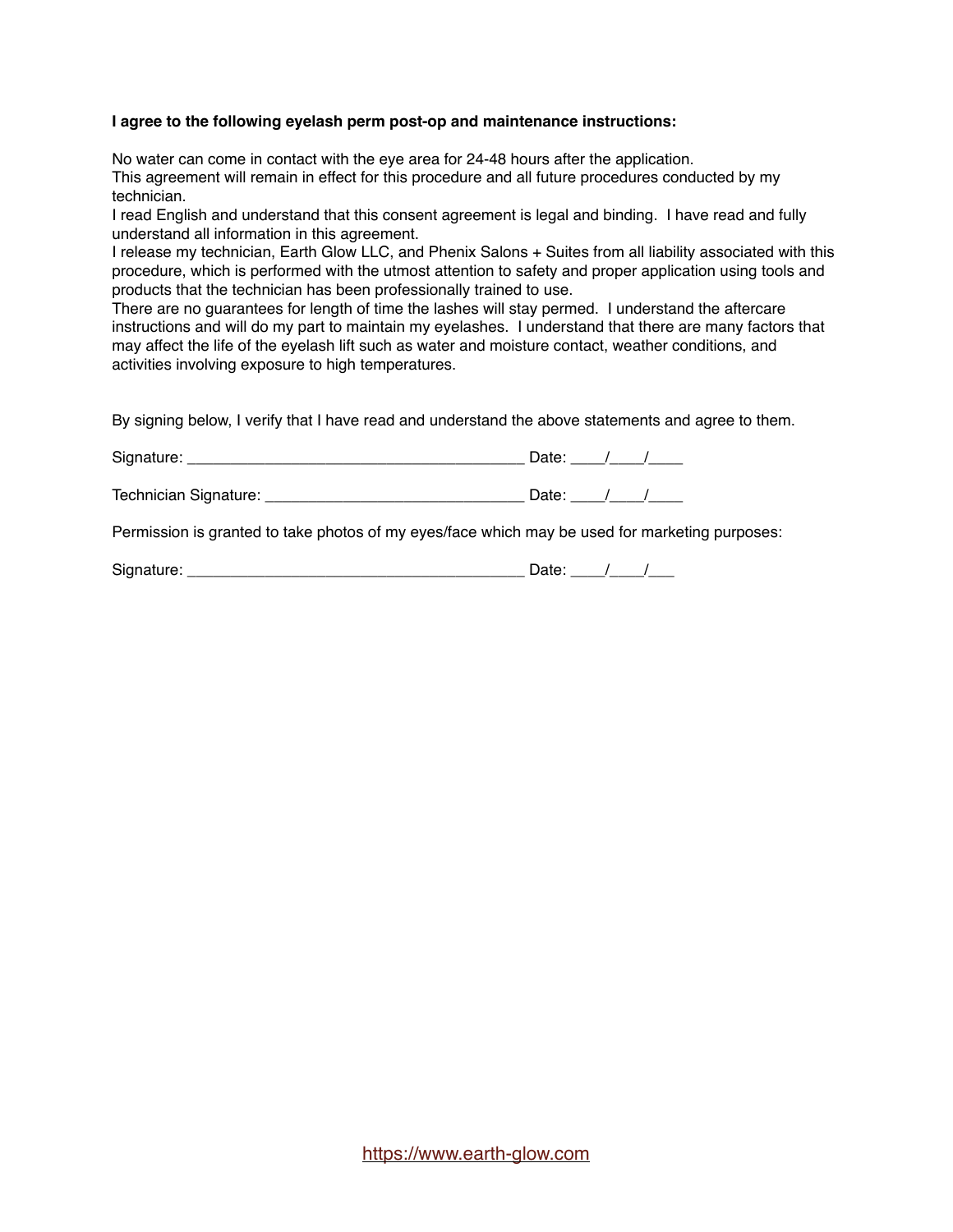**I agree to the following eyelash perm post-op and maintenance instructions:**

No water can come in contact with the eye area for 24-48 hours after the application.
This agreement will remain in effect for this procedure and all future procedures conducted by my technician.
I read English and understand that this consent agreement is legal and binding. I have read and fully understand all information in this agreement.
I release my technician, Earth Glow LLC, and Phenix Salons + Suites from all liability associated with this procedure, which is performed with the utmost attention to safety and proper application using tools and products that the technician has been professionally trained to use.
There are no guarantees for length of time the lashes will stay permed. I understand the aftercare instructions and will do my part to maintain my eyelashes. I understand that there are many factors that may affect the life of the eyelash lift such as water and moisture contact, weather conditions, and activities involving exposure to high temperatures.

By signing below, I verify that I have read and understand the above statements and agree to them.

Signature: ________________________________________ Date: ____/____/____

Technician Signature: ______________________________ Date: ____/____/____

Permission is granted to take photos of my eyes/face which may be used for marketing purposes:

Signature: ________________________________________ Date: ____/____/___

https://www.earth-glow.com